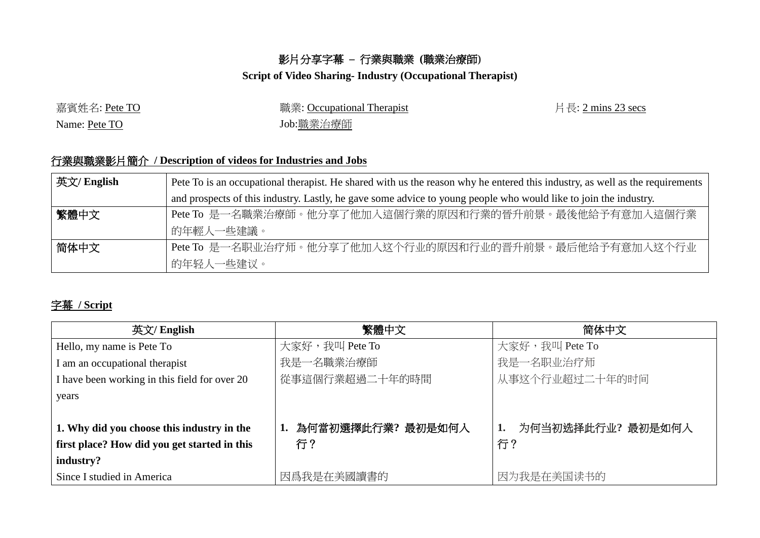# 影片分享字幕 – 行業與職業 (職業治療師)
## Script of Video Sharing- Industry (Occupational Therapist)

嘉賓姓名: Pete TO
Name: Pete TO

職業: Occupational Therapist
Job:職業治療師

片長: 2 mins 23 secs

## 行業與職業影片簡介 / Description of videos for Industries and Jobs

| 英文/ English | Pete To is an occupational therapist. He shared with us the reason why he entered this industry, as well as the requirements and prospects of this industry. Lastly, he gave some advice to young people who would like to join the industry. |
|---|---|
| 繁體中文 | Pete To 是一名職業治療師。他分享了他加入這個行業的原因和行業的晉升前景。最後他給予有意加入這個行業的年輕人一些建議。 |
| 简体中文 | Pete To 是一名职业治疗师。他分享了他加入这个行业的原因和行业的晋升前景。最后他给予有意加入这个行业的年轻人一些建议。 |

## 字幕 / Script

| 英文/ English | 繁體中文 | 简体中文 |
|---|---|---|
| Hello, my name is Pete To | 大家好，我叫 Pete To | 大家好，我叫 Pete To |
| I am an occupational therapist | 我是一名職業治療師 | 我是一名职业治疗师 |
| I have been working in this field for over 20 years | 從事這個行業超過二十年的時間 | 从事这个行业超过二十年的时间 |
| **1. Why did you choose this industry in the first place? How did you get started in this industry?** | **1. 為何當初選擇此行業? 最初是如何入行？** | **1. 为何当初选择此行业? 最初是如何入行？** |
| Since I studied in America | 因爲我是在美國讀書的 | 因为我是在美国读书的 |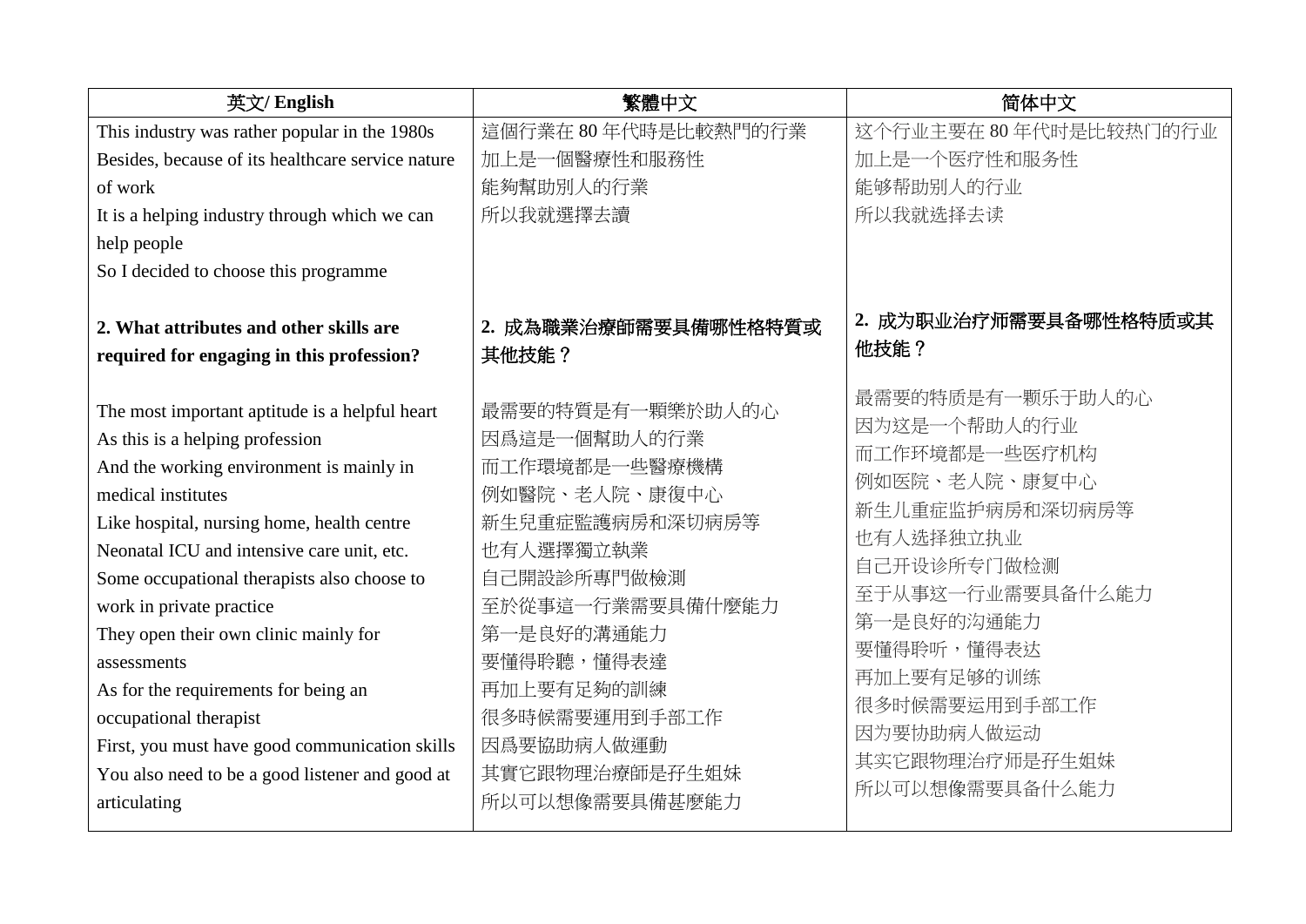| 英文/ English | 繁體中文 | 简体中文 |
| --- | --- | --- |
| This industry was rather popular in the 1980s<br>Besides, because of its healthcare service nature of work<br>It is a helping industry through which we can help people<br>So I decided to choose this programme | 這個行業在 80 年代時是比較熱門的行業<br>加上是一個醫療性和服務性<br>能夠幫助別人的行業<br>所以我就選擇去讀 | 这个行业主要在 80 年代时是比较热门的行业<br>加上是一个医疗性和服务性<br>能够帮助别人的行业<br>所以我就选择去读 |
| **2. What attributes and other skills are required for engaging in this profession?** | **2. 成為職業治療師需要具備哪性格特質或其他技能？** | **2. 成为职业治疗师需要具备哪些性格特质或其他技能？** |
| The most important aptitude is a helpful heart<br>As this is a helping profession<br>And the working environment is mainly in medical institutes<br>Like hospital, nursing home, health centre<br>Neonatal ICU and intensive care unit, etc.<br>Some occupational therapists also choose to work in private practice<br>They open their own clinic mainly for assessments<br>As for the requirements for being an occupational therapist<br>First, you must have good communication skills<br>You also need to be a good listener and good at articulating | 最需要的特質是有一顆樂於助人的心<br>因爲這是一個幫助人的行業<br>而工作環境都是一些醫療機構<br>例如醫院、老人院、康復中心<br>新生兒重症監護病房和深切病房等<br>也有人選擇獨立執業<br>自己開設診所專門做檢測<br>至於從事這一行業需要具備什麼能力<br>第一是良好的溝通能力<br>要懂得聆聽，懂得表達<br>再加上要有足夠的訓練<br>很多時候需要運用到手部工作<br>因爲要協助病人做運動<br>其實它跟物理治療師是孖生姐妹<br>所以可以想像需要具備甚麼能力 | 最需要的特质是有一颗乐于助人的心<br>因为这是一个帮助人的行业<br>而工作环境都是一些医疗机构<br>例如医院、老人院、康复中心<br>新生儿重症监护病房和深切病房等<br>也有人选择独立执业<br>自己开设诊所专门做检测<br>至于从事这一行业需要具备什么能力<br>第一是良好的沟通能力<br>要懂得聆听，懂得表达<br>再加上要有足够的训练<br>很多时候需要运用到手部工作<br>因为要协助病人做运动<br>其实它跟物理治疗师是孖生姐妹<br>所以可以想像需要具备什么能力 |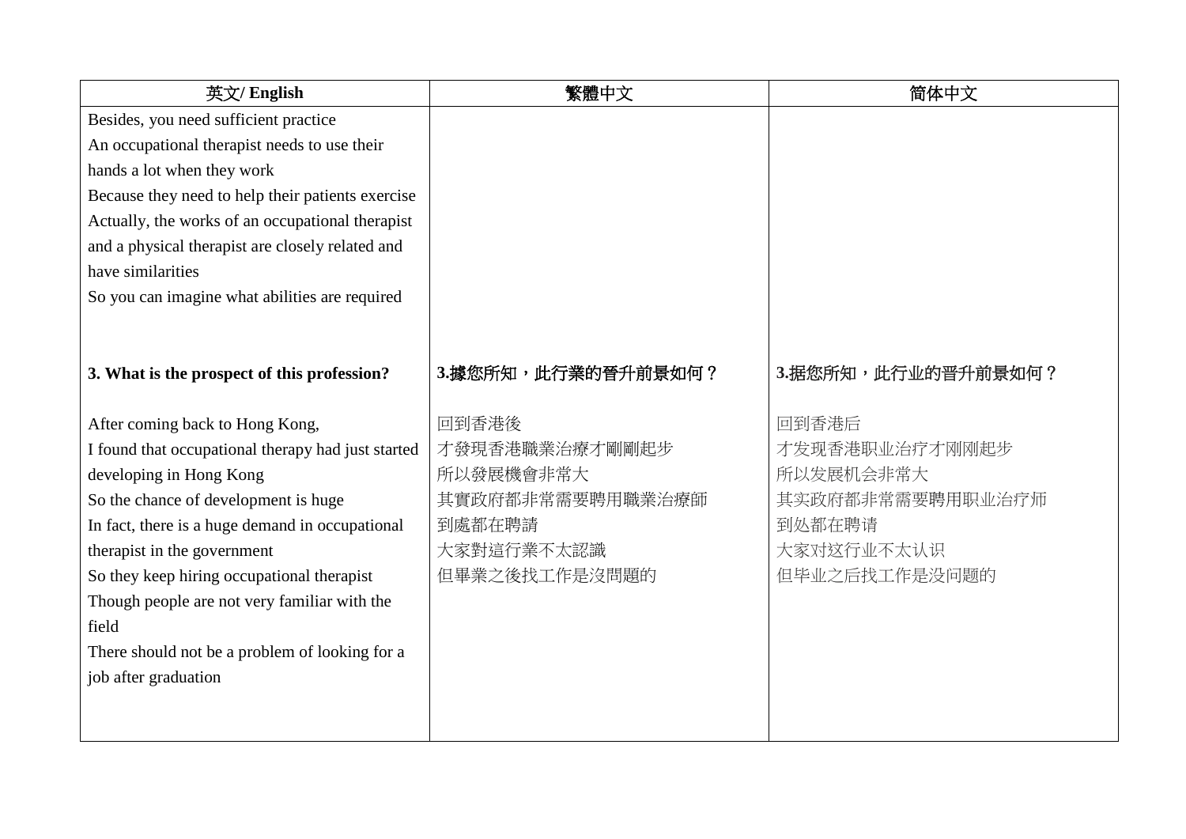| 英文/ English | 繁體中文 | 简体中文 |
|---|---|---|
| Besides, you need sufficient practice<br>An occupational therapist needs to use their hands a lot when they work<br>Because they need to help their patients exercise<br>Actually, the works of an occupational therapist and a physical therapist are closely related and have similarities<br>So you can imagine what abilities are required | | |
| **3. What is the prospect of this profession?** | **3.據您所知，此行業的晉升前景如何？** | **3.据您所知，此行业的晋升前景如何？** |
| After coming back to Hong Kong,<br>I found that occupational therapy had just started developing in Hong Kong<br>So the chance of development is huge<br>In fact, there is a huge demand in occupational therapist in the government<br>So they keep hiring occupational therapist<br>Though people are not very familiar with the field<br>There should not be a problem of looking for a job after graduation | 回到香港後<br>才發現香港職業治療才剛剛起步<br>所以發展機會非常大<br>其實政府都非常需要聘用職業治療師<br>到處都在聘請<br>大家對這行業不太認識<br>但畢業之後找工作是沒問題的 | 回到香港后<br>才发现香港职业治疗才刚刚起步<br>所以发展机会非常大<br>其实政府都非常需要聘用职业治疗师<br>到处都在聘请<br>大家对这行业不太认识<br>但毕业之后找工作是没问题的 |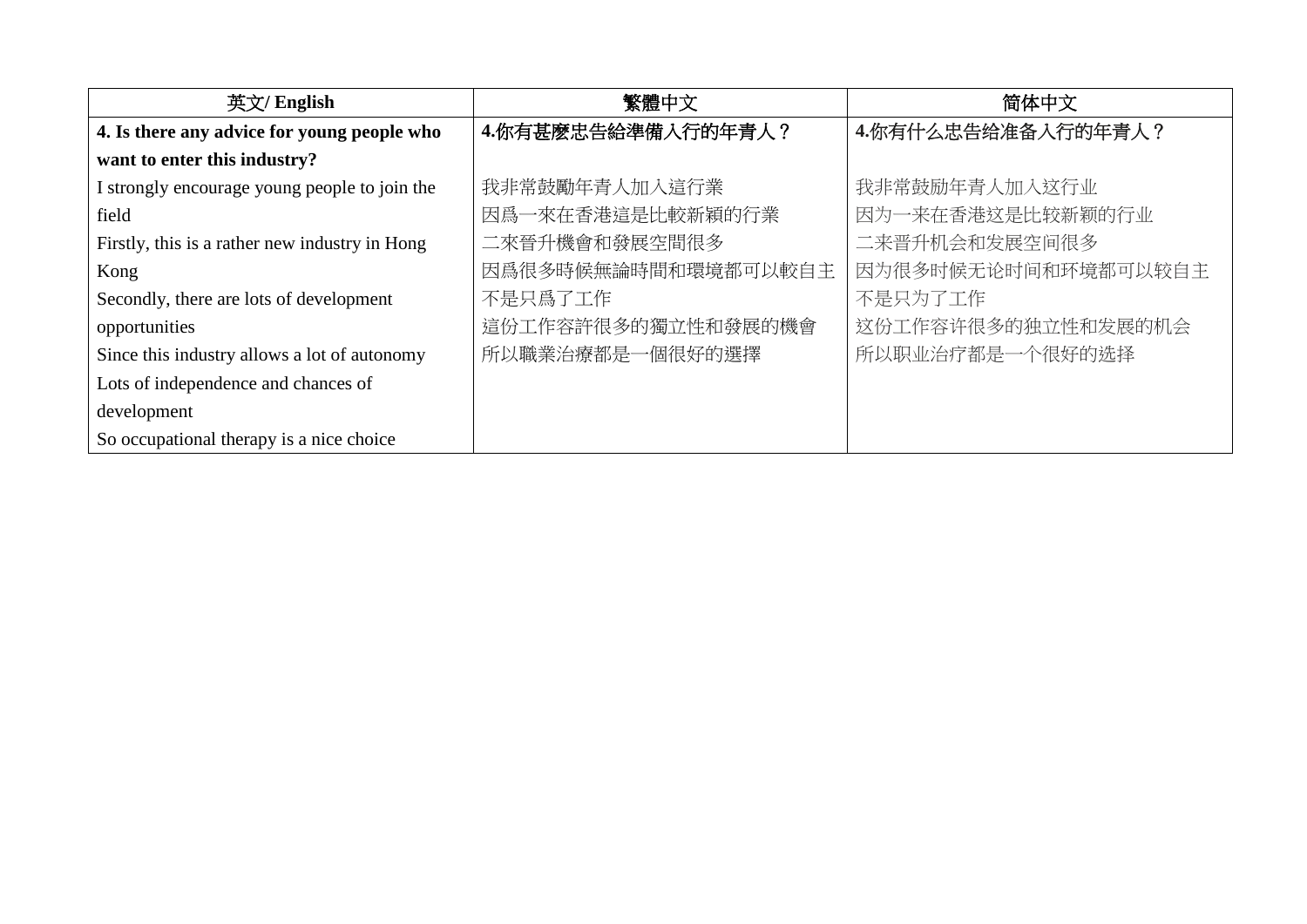| 英文/ English | 繁體中文 | 简体中文 |
|---|---|---|
| **4. Is there any advice for young people who want to enter this industry?**<br>I strongly encourage young people to join the field<br>Firstly, this is a rather new industry in Hong Kong<br>Secondly, there are lots of development opportunities<br>Since this industry allows a lot of autonomy<br>Lots of independence and chances of development<br>So occupational therapy is a nice choice | **4.你有甚麼忠告給準備入行的年青人？**<br><br>我非常鼓勵年青人加入這行業<br>因爲一來在香港這是比較新穎的行業<br>二來晉升機會和發展空間很多<br>因爲很多時候無論時間和環境都可以較自主<br>不是只爲了工作<br>這份工作容許很多的獨立性和發展的機會<br>所以職業治療都是一個很好的選擇 | **4.你有什么忠告给准备入行的年青人？**<br><br>我非常鼓励年青人加入这行业<br>因为一来在香港这是比较新颖的行业<br>二来晋升机会和发展空间很多<br>因为很多时候无论时间和环境都可以较自主<br>不是只为了工作<br>这份工作容许很多的独立性和发展的机会<br>所以职业治疗都是一个很好的选择 |